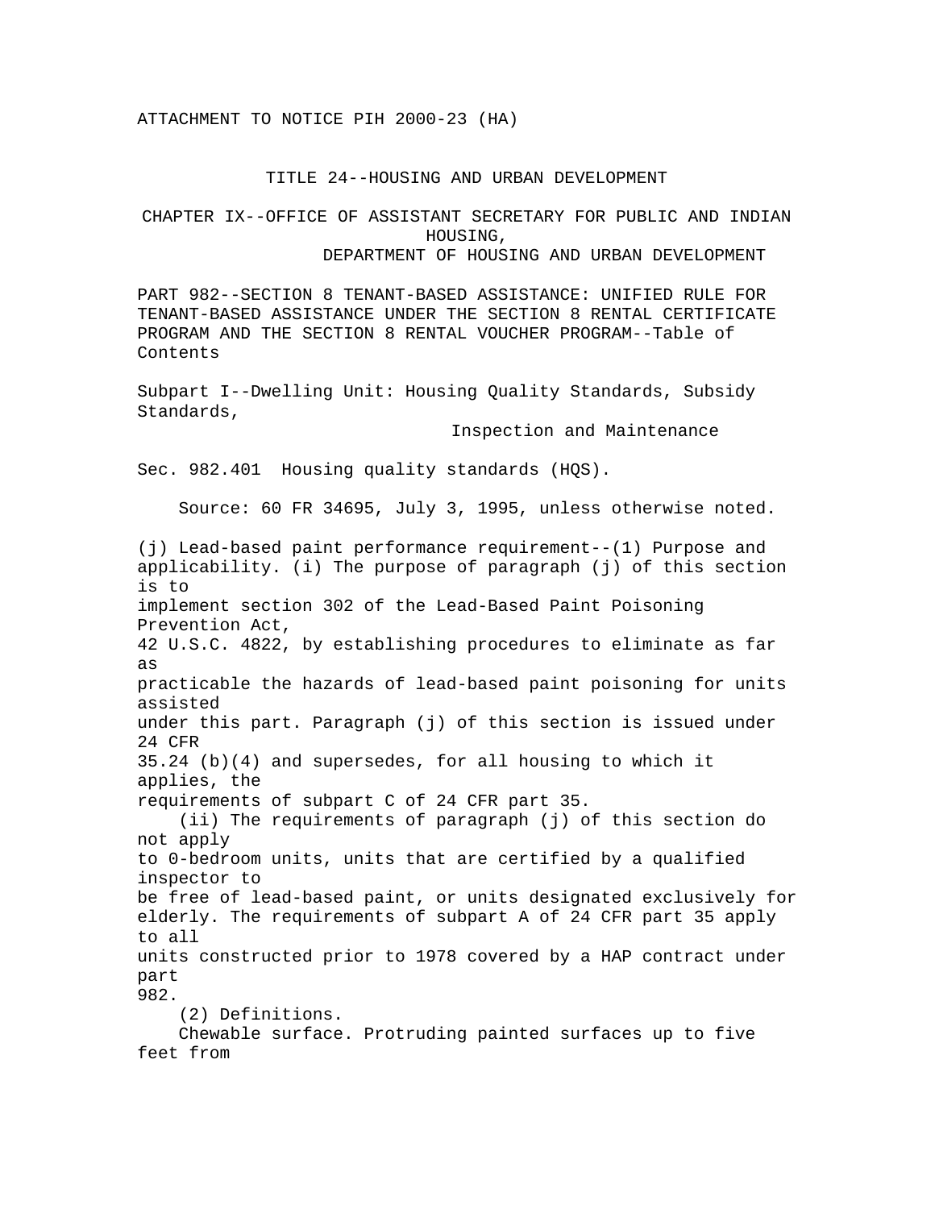ATTACHMENT TO NOTICE PIH 2000-23 (HA)

# TITLE 24--HOUSING AND URBAN DEVELOPMENT

## CHAPTER IX--OFFICE OF ASSISTANT SECRETARY FOR PUBLIC AND INDIAN HOUSING, DEPARTMENT OF HOUSING AND URBAN DEVELOPMENT

## PART 982--SECTION 8 TENANT-BASED ASSISTANCE: UNIFIED RULE FOR TENANT-BASED ASSISTANCE UNDER THE SECTION 8 RENTAL CERTIFICATE PROGRAM AND THE SECTION 8 RENTAL VOUCHER PROGRAM--Table of Contents

### Subpart I--Dwelling Unit: Housing Quality Standards, Subsidy Standards, Inspection and Maintenance

### Sec. 982.401 Housing quality standards (HQS).

Source: 60 FR 34695, July 3, 1995, unless otherwise noted.

(j) Lead-based paint performance requirement--(1) Purpose and applicability. (i) The purpose of paragraph (j) of this section is to implement section 302 of the Lead-Based Paint Poisoning Prevention Act, 42 U.S.C. 4822, by establishing procedures to eliminate as far as practicable the hazards of lead-based paint poisoning for units assisted under this part. Paragraph (j) of this section is issued under 24 CFR 35.24 (b)(4) and supersedes, for all housing to which it applies, the requirements of subpart C of 24 CFR part 35.

(ii) The requirements of paragraph (j) of this section do not apply to 0-bedroom units, units that are certified by a qualified inspector to be free of lead-based paint, or units designated exclusively for elderly. The requirements of subpart A of 24 CFR part 35 apply to all units constructed prior to 1978 covered by a HAP contract under part 982.

(2) Definitions.

Chewable surface. Protruding painted surfaces up to five feet from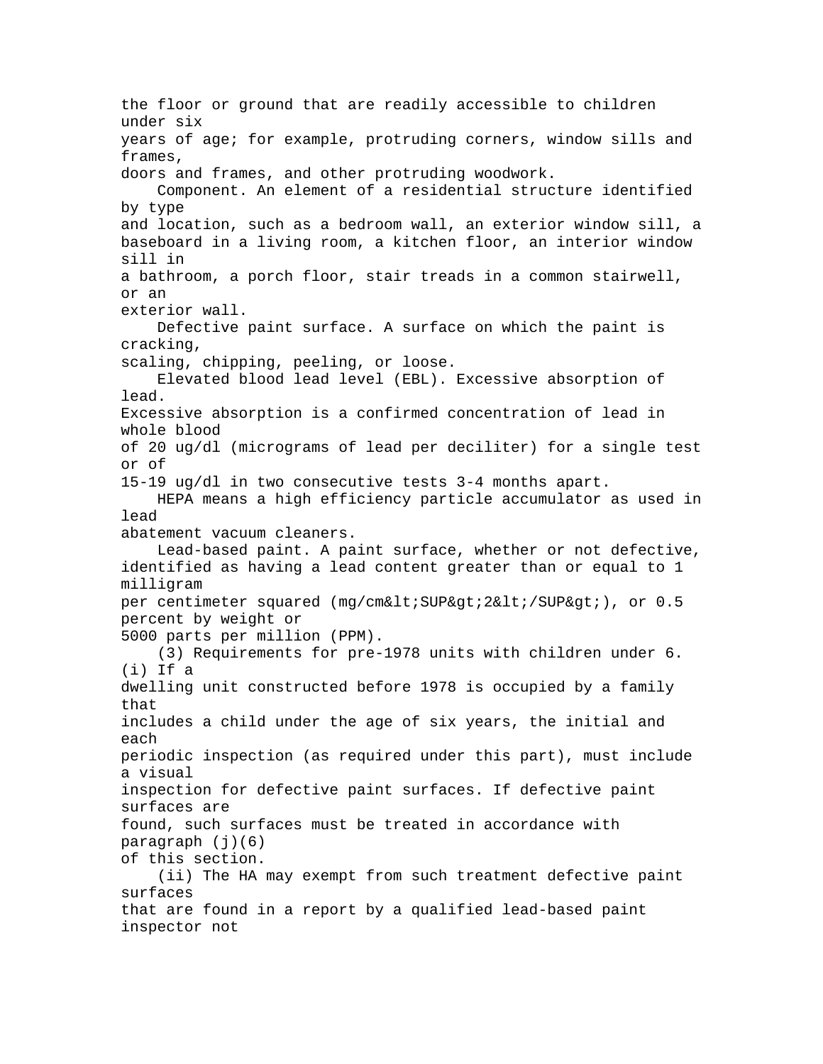the floor or ground that are readily accessible to children under six years of age; for example, protruding corners, window sills and frames, doors and frames, and other protruding woodwork.

Component. An element of a residential structure identified by type and location, such as a bedroom wall, an exterior window sill, a baseboard in a living room, a kitchen floor, an interior window sill in a bathroom, a porch floor, stair treads in a common stairwell, or an exterior wall.

Defective paint surface. A surface on which the paint is cracking, scaling, chipping, peeling, or loose.

Elevated blood lead level (EBL). Excessive absorption of lead. Excessive absorption is a confirmed concentration of lead in whole blood of 20 ug/dl (micrograms of lead per deciliter) for a single test or of 15-19 ug/dl in two consecutive tests 3-4 months apart.

HEPA means a high efficiency particle accumulator as used in lead abatement vacuum cleaners.

Lead-based paint. A paint surface, whether or not defective, identified as having a lead content greater than or equal to 1 milligram per centimeter squared (mg/cm&lt;SUP&gt;2&lt;/SUP&gt;), or 0.5 percent by weight or 5000 parts per million (PPM).

(3) Requirements for pre-1978 units with children under 6. (i) If a dwelling unit constructed before 1978 is occupied by a family that includes a child under the age of six years, the initial and each periodic inspection (as required under this part), must include a visual inspection for defective paint surfaces. If defective paint surfaces are found, such surfaces must be treated in accordance with paragraph (j)(6) of this section.

(ii) The HA may exempt from such treatment defective paint surfaces that are found in a report by a qualified lead-based paint inspector not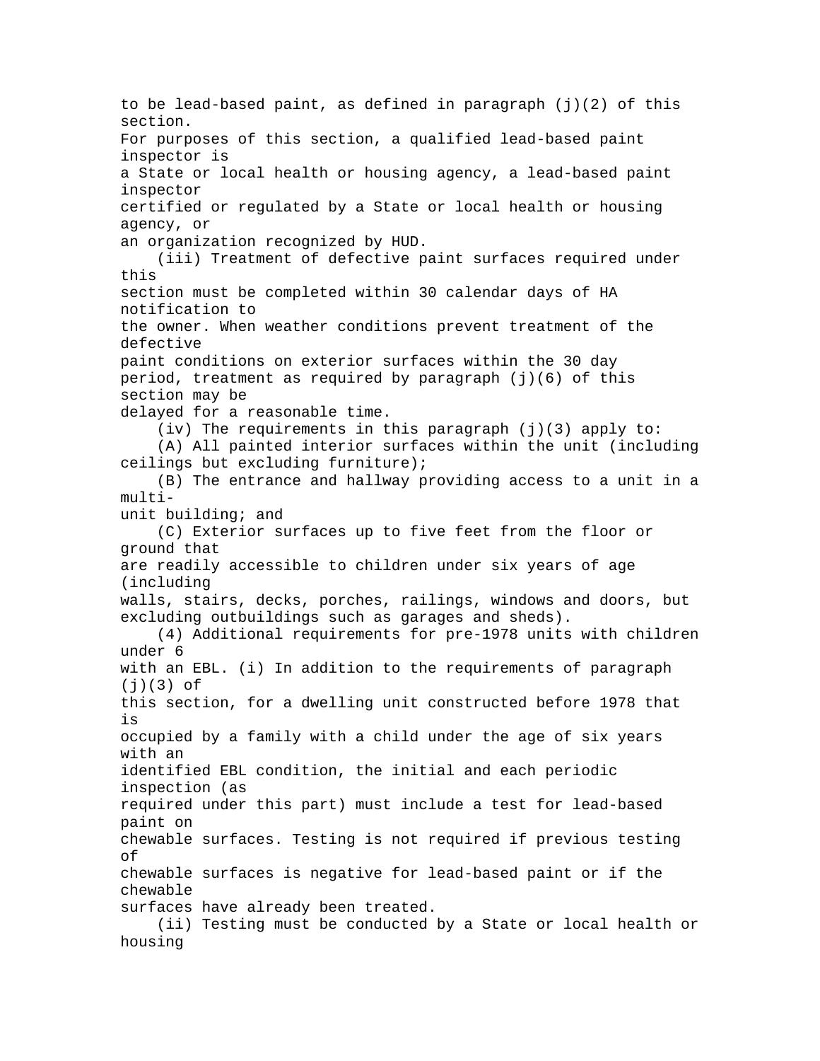to be lead-based paint, as defined in paragraph (j)(2) of this section.
For purposes of this section, a qualified lead-based paint inspector is a State or local health or housing agency, a lead-based paint inspector certified or regulated by a State or local health or housing agency, or an organization recognized by HUD.

(iii) Treatment of defective paint surfaces required under this section must be completed within 30 calendar days of HA notification to the owner. When weather conditions prevent treatment of the defective paint conditions on exterior surfaces within the 30 day period, treatment as required by paragraph (j)(6) of this section may be delayed for a reasonable time.

(iv) The requirements in this paragraph (j)(3) apply to:

(A) All painted interior surfaces within the unit (including ceilings but excluding furniture);

(B) The entrance and hallway providing access to a unit in a multi-unit building; and

(C) Exterior surfaces up to five feet from the floor or ground that are readily accessible to children under six years of age (including walls, stairs, decks, porches, railings, windows and doors, but excluding outbuildings such as garages and sheds).

(4) Additional requirements for pre-1978 units with children under 6 with an EBL. (i) In addition to the requirements of paragraph (j)(3) of this section, for a dwelling unit constructed before 1978 that is occupied by a family with a child under the age of six years with an identified EBL condition, the initial and each periodic inspection (as required under this part) must include a test for lead-based paint on chewable surfaces. Testing is not required if previous testing of chewable surfaces is negative for lead-based paint or if the chewable surfaces have already been treated.

(ii) Testing must be conducted by a State or local health or housing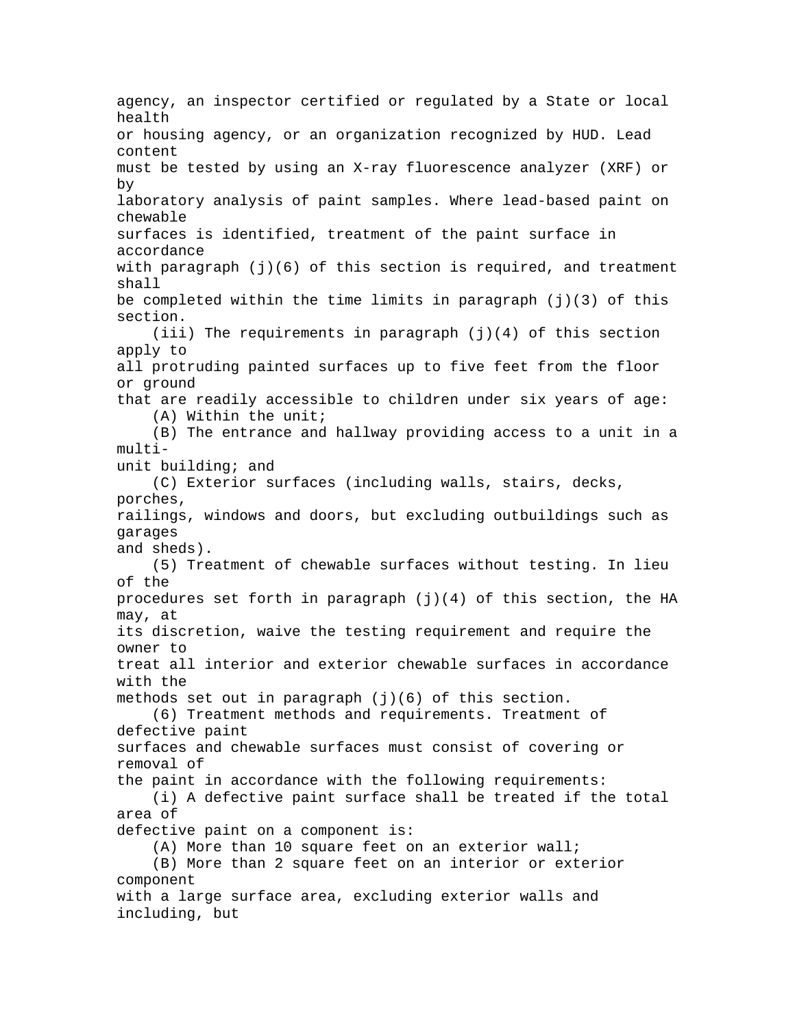agency, an inspector certified or regulated by a State or local health or housing agency, or an organization recognized by HUD. Lead content must be tested by using an X-ray fluorescence analyzer (XRF) or by laboratory analysis of paint samples. Where lead-based paint on chewable surfaces is identified, treatment of the paint surface in accordance with paragraph (j)(6) of this section is required, and treatment shall be completed within the time limits in paragraph (j)(3) of this section.

(iii) The requirements in paragraph (j)(4) of this section apply to all protruding painted surfaces up to five feet from the floor or ground that are readily accessible to children under six years of age:

(A) Within the unit;

(B) The entrance and hallway providing access to a unit in a multi-unit building; and

(C) Exterior surfaces (including walls, stairs, decks, porches, railings, windows and doors, but excluding outbuildings such as garages and sheds).

(5) Treatment of chewable surfaces without testing. In lieu of the procedures set forth in paragraph (j)(4) of this section, the HA may, at its discretion, waive the testing requirement and require the owner to treat all interior and exterior chewable surfaces in accordance with the methods set out in paragraph (j)(6) of this section.

(6) Treatment methods and requirements. Treatment of defective paint surfaces and chewable surfaces must consist of covering or removal of the paint in accordance with the following requirements:

(i) A defective paint surface shall be treated if the total area of defective paint on a component is:

(A) More than 10 square feet on an exterior wall;

(B) More than 2 square feet on an interior or exterior component with a large surface area, excluding exterior walls and including, but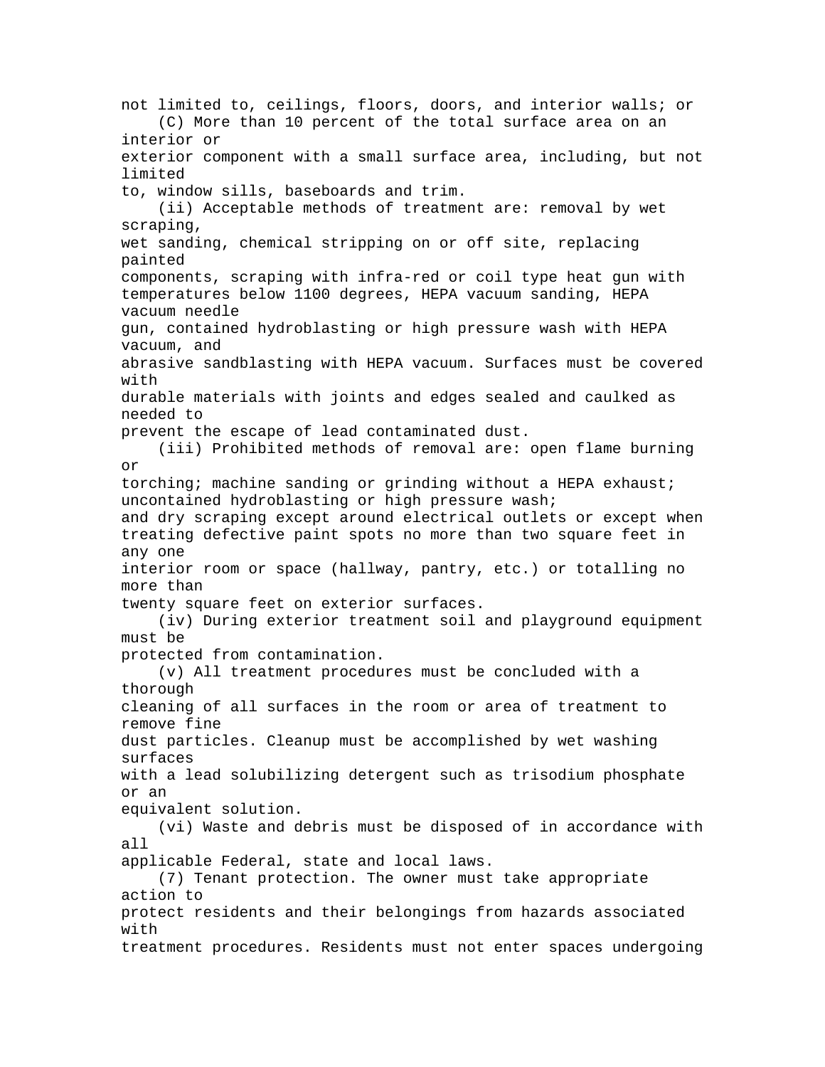not limited to, ceilings, floors, doors, and interior walls; or

(C) More than 10 percent of the total surface area on an interior or exterior component with a small surface area, including, but not limited to, window sills, baseboards and trim.

(ii) Acceptable methods of treatment are: removal by wet scraping, wet sanding, chemical stripping on or off site, replacing painted components, scraping with infra-red or coil type heat gun with temperatures below 1100 degrees, HEPA vacuum sanding, HEPA vacuum needle gun, contained hydroblasting or high pressure wash with HEPA vacuum, and abrasive sandblasting with HEPA vacuum. Surfaces must be covered with durable materials with joints and edges sealed and caulked as needed to prevent the escape of lead contaminated dust.

(iii) Prohibited methods of removal are: open flame burning or torching; machine sanding or grinding without a HEPA exhaust; uncontained hydroblasting or high pressure wash; and dry scraping except around electrical outlets or except when treating defective paint spots no more than two square feet in any one interior room or space (hallway, pantry, etc.) or totalling no more than twenty square feet on exterior surfaces.

(iv) During exterior treatment soil and playground equipment must be protected from contamination.

(v) All treatment procedures must be concluded with a thorough cleaning of all surfaces in the room or area of treatment to remove fine dust particles. Cleanup must be accomplished by wet washing surfaces with a lead solubilizing detergent such as trisodium phosphate or an equivalent solution.

(vi) Waste and debris must be disposed of in accordance with all applicable Federal, state and local laws.

(7) Tenant protection. The owner must take appropriate action to protect residents and their belongings from hazards associated with treatment procedures. Residents must not enter spaces undergoing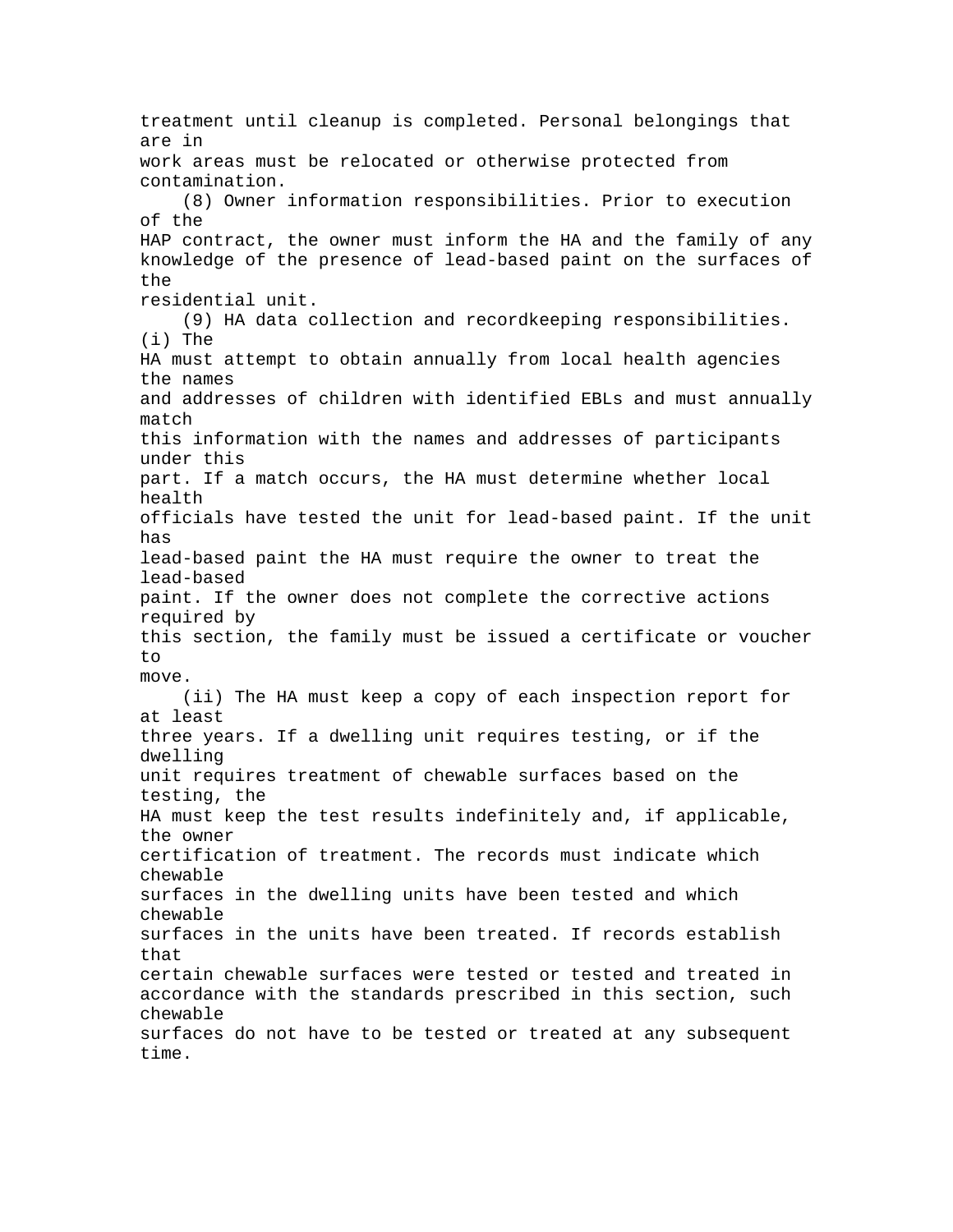treatment until cleanup is completed. Personal belongings that are in work areas must be relocated or otherwise protected from contamination.

(8) Owner information responsibilities. Prior to execution of the HAP contract, the owner must inform the HA and the family of any knowledge of the presence of lead-based paint on the surfaces of the residential unit.

(9) HA data collection and recordkeeping responsibilities. (i) The HA must attempt to obtain annually from local health agencies the names and addresses of children with identified EBLs and must annually match this information with the names and addresses of participants under this part. If a match occurs, the HA must determine whether local health officials have tested the unit for lead-based paint. If the unit has lead-based paint the HA must require the owner to treat the lead-based paint. If the owner does not complete the corrective actions required by this section, the family must be issued a certificate or voucher to move.

(ii) The HA must keep a copy of each inspection report for at least three years. If a dwelling unit requires testing, or if the dwelling unit requires treatment of chewable surfaces based on the testing, the HA must keep the test results indefinitely and, if applicable, the owner certification of treatment. The records must indicate which chewable surfaces in the dwelling units have been tested and which chewable surfaces in the units have been treated. If records establish that certain chewable surfaces were tested or tested and treated in accordance with the standards prescribed in this section, such chewable surfaces do not have to be tested or treated at any subsequent time.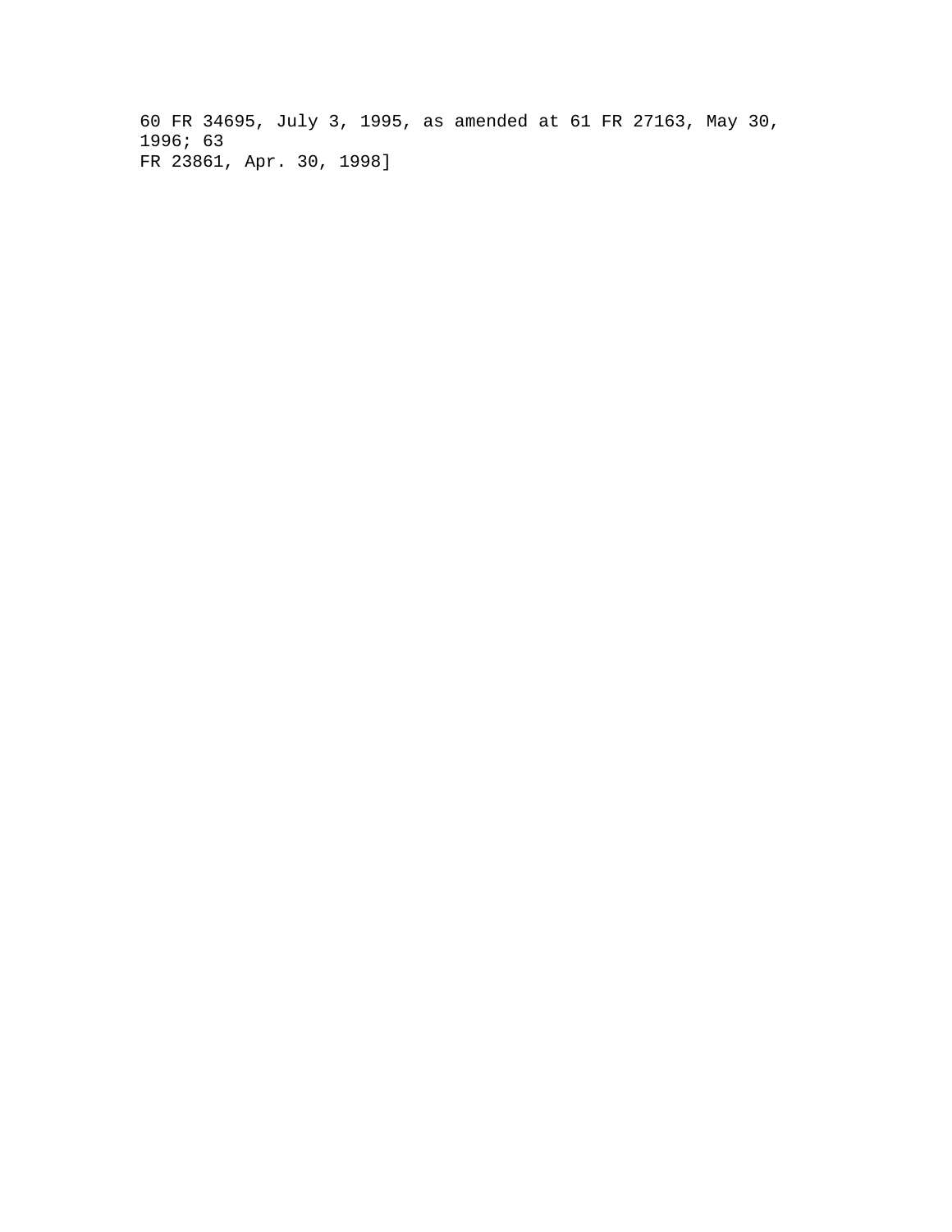60 FR 34695, July 3, 1995, as amended at 61 FR 27163, May 30, 1996; 63 FR 23861, Apr. 30, 1998]